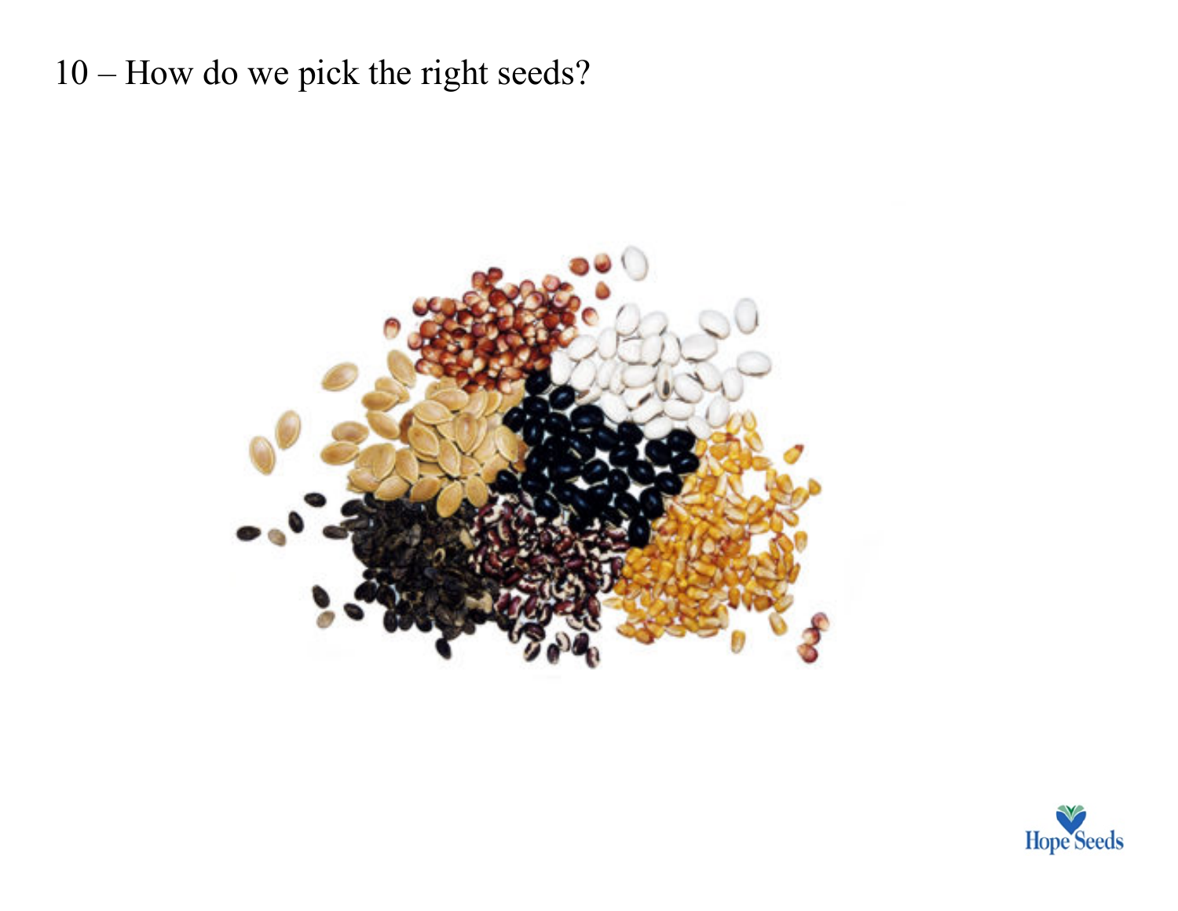# 10 – How do we pick the right seeds?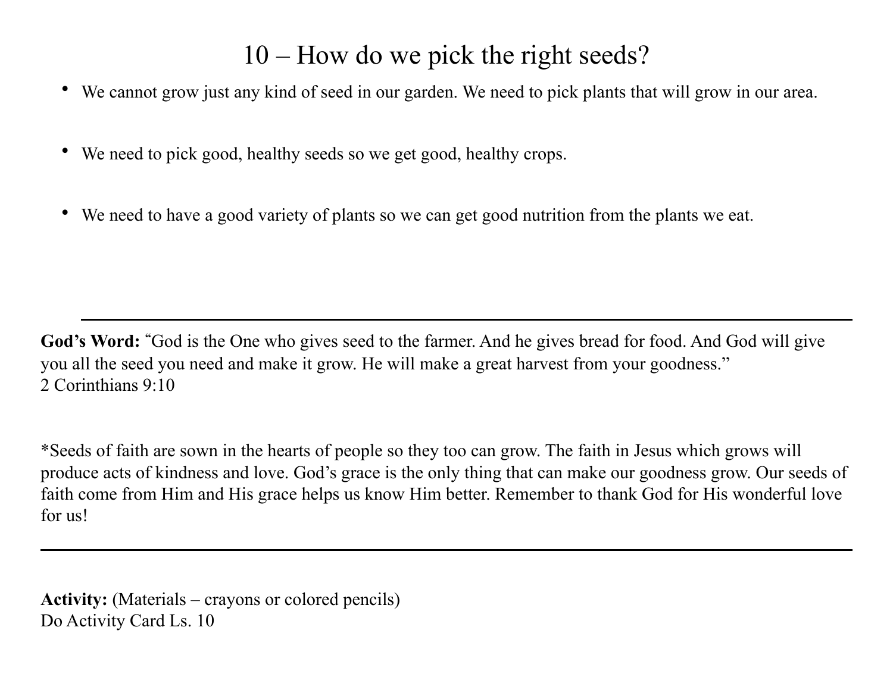# 10 – How do we pick the right seeds?

- We cannot grow just any kind of seed in our garden. We need to pick plants that will grow in our area.
- We need to pick good, healthy seeds so we get good, healthy crops.
- We need to have a good variety of plants so we can get good nutrition from the plants we eat.

---

**God's Word:** "God is the One who gives seed to the farmer. And he gives bread for food. And God will give you all the seed you need and make it grow. He will make a great harvest from your goodness."
2 Corinthians 9:10

*Seeds of faith are sown in the hearts of people so they too can grow. The faith in Jesus which grows will produce acts of kindness and love. God's grace is the only thing that can make our goodness grow. Our seeds of faith come from Him and His grace helps us know Him better. Remember to thank God for His wonderful love for us!

---

**Activity:** (Materials – crayons or colored pencils)
Do Activity Card Ls. 10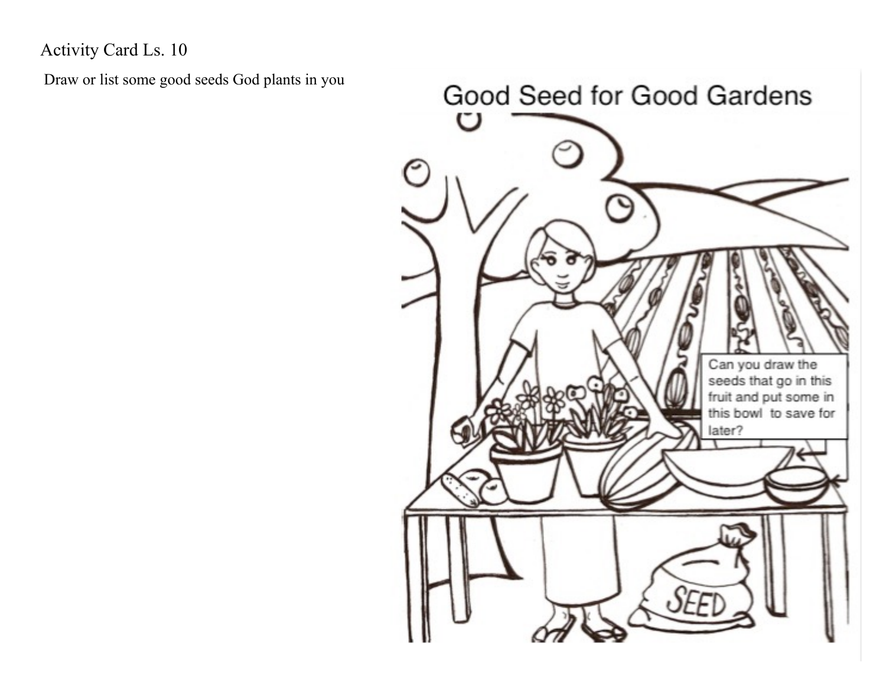Activity Card Ls. 10

Draw or list some good seeds God plants in you

Good Seed for Good Gardens

Can you draw the seeds that go in this fruit and put some in this bowl to save for later?

SEED